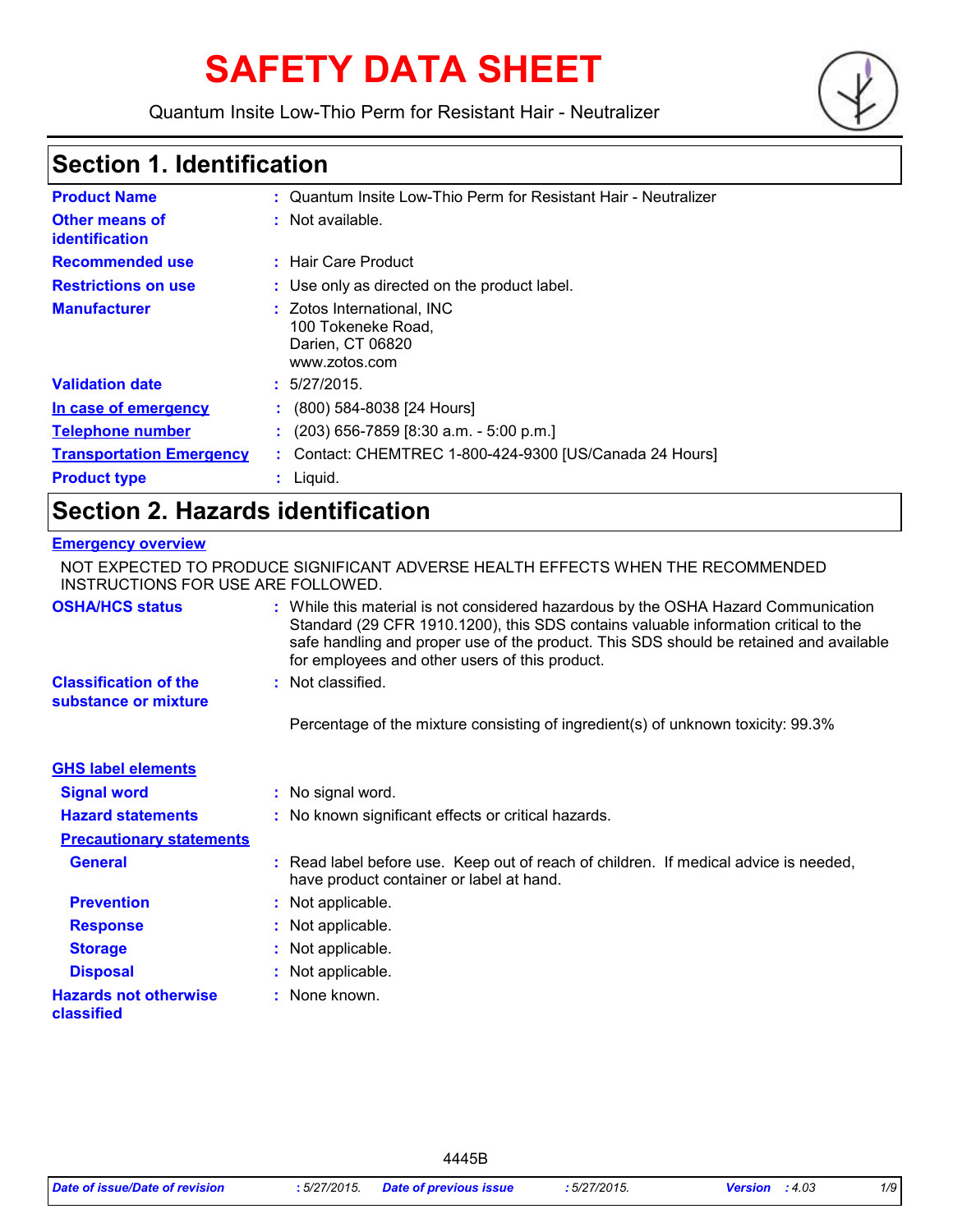# SAFETY DATA SHEET

Quantum Insite Low-Thio Perm for Resistant Hair - Neutralizer

## Section 1. Identification

| | |
|---|---|
| **Product Name** | : Quantum Insite Low-Thio Perm for Resistant Hair - Neutralizer |
| **Other means of identification** | : Not available. |
| **Recommended use** | : Hair Care Product |
| **Restrictions on use** | : Use only as directed on the product label. |
| **Manufacturer** | : Zotos International, INC<br>100 Tokeneke Road,<br>Darien, CT 06820<br>www.zotos.com |
| **Validation date** | : 5/27/2015. |
| **In case of emergency** | : (800) 584-8038 [24 Hours] |
| **Telephone number** | : (203) 656-7859 [8:30 a.m. - 5:00 p.m.] |
| **Transportation Emergency** | : Contact: CHEMTREC 1-800-424-9300 [US/Canada 24 Hours] |
| **Product type** | : Liquid. |

## Section 2. Hazards identification

**Emergency overview**

NOT EXPECTED TO PRODUCE SIGNIFICANT ADVERSE HEALTH EFFECTS WHEN THE RECOMMENDED INSTRUCTIONS FOR USE ARE FOLLOWED.

**OSHA/HCS status** : While this material is not considered hazardous by the OSHA Hazard Communication Standard (29 CFR 1910.1200), this SDS contains valuable information critical to the safe handling and proper use of the product. This SDS should be retained and available for employees and other users of this product.

**Classification of the substance or mixture** : Not classified.

Percentage of the mixture consisting of ingredient(s) of unknown toxicity: 99.3%

**GHS label elements**

**Signal word** : No signal word.

**Hazard statements** : No known significant effects or critical hazards.

**Precautionary statements**

**General** : Read label before use. Keep out of reach of children. If medical advice is needed, have product container or label at hand.

**Prevention** : Not applicable.

**Response** : Not applicable.

**Storage** : Not applicable.

**Disposal** : Not applicable.

**Hazards not otherwise classified** : None known.

4445B

| *Date of issue/Date of revision* | *: 5/27/2015.* | *Date of previous issue* | *: 5/27/2015.* | *Version* | *: 4.03* |
|---|---|---|---|---|---|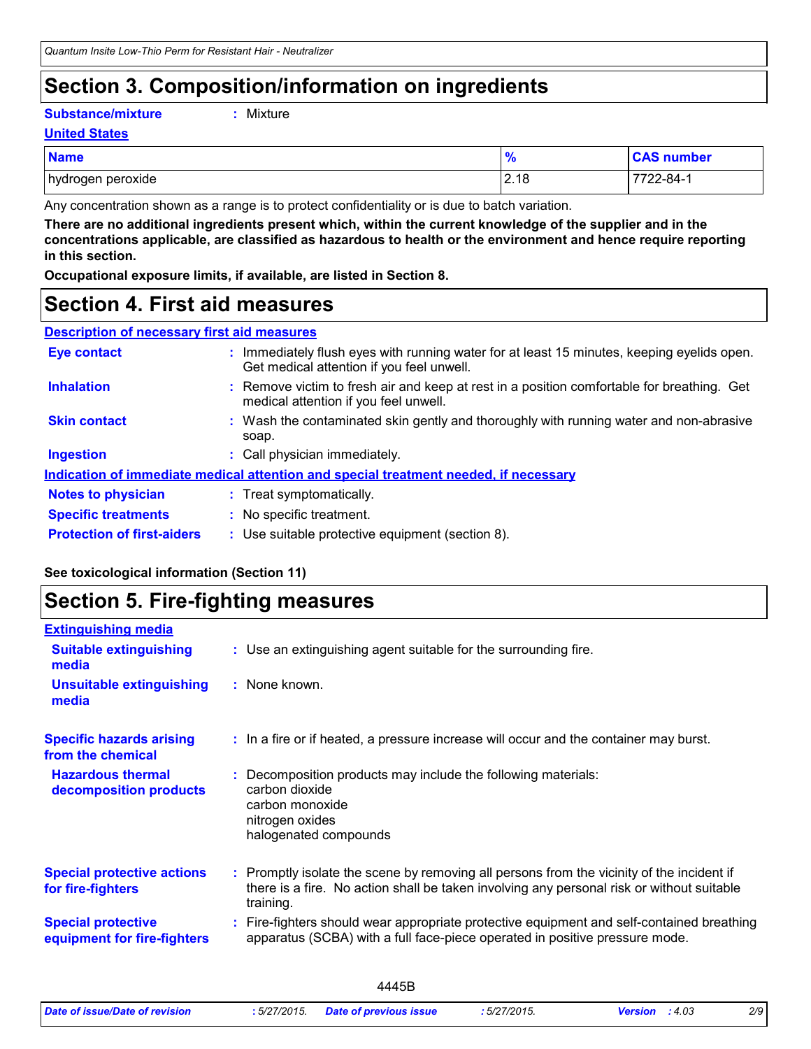# Section 3. Composition/information on ingredients

**Substance/mixture** : Mixture

**United States**

| Name | % | CAS number |
|---|---|---|
| hydrogen peroxide | 2.18 | 7722-84-1 |

Any concentration shown as a range is to protect confidentiality or is due to batch variation.

**There are no additional ingredients present which, within the current knowledge of the supplier and in the concentrations applicable, are classified as hazardous to health or the environment and hence require reporting in this section.**

**Occupational exposure limits, if available, are listed in Section 8.**

# Section 4. First aid measures

**Description of necessary first aid measures**

**Eye contact** : Immediately flush eyes with running water for at least 15 minutes, keeping eyelids open. Get medical attention if you feel unwell.

**Inhalation** : Remove victim to fresh air and keep at rest in a position comfortable for breathing. Get medical attention if you feel unwell.

**Skin contact** : Wash the contaminated skin gently and thoroughly with running water and non-abrasive soap.

**Ingestion** : Call physician immediately.

**Indication of immediate medical attention and special treatment needed, if necessary**

**Notes to physician** : Treat symptomatically.

**Specific treatments** : No specific treatment.

**Protection of first-aiders** : Use suitable protective equipment (section 8).

**See toxicological information (Section 11)**

# Section 5. Fire-fighting measures

**Extinguishing media**

**Suitable extinguishing media** : Use an extinguishing agent suitable for the surrounding fire.

**Unsuitable extinguishing media** : None known.

**Specific hazards arising from the chemical** : In a fire or if heated, a pressure increase will occur and the container may burst.

**Hazardous thermal decomposition products** : Decomposition products may include the following materials:
carbon dioxide
carbon monoxide
nitrogen oxides
halogenated compounds

**Special protective actions for fire-fighters** : Promptly isolate the scene by removing all persons from the vicinity of the incident if there is a fire. No action shall be taken involving any personal risk or without suitable training.

**Special protective equipment for fire-fighters** : Fire-fighters should wear appropriate protective equipment and self-contained breathing apparatus (SCBA) with a full face-piece operated in positive pressure mode.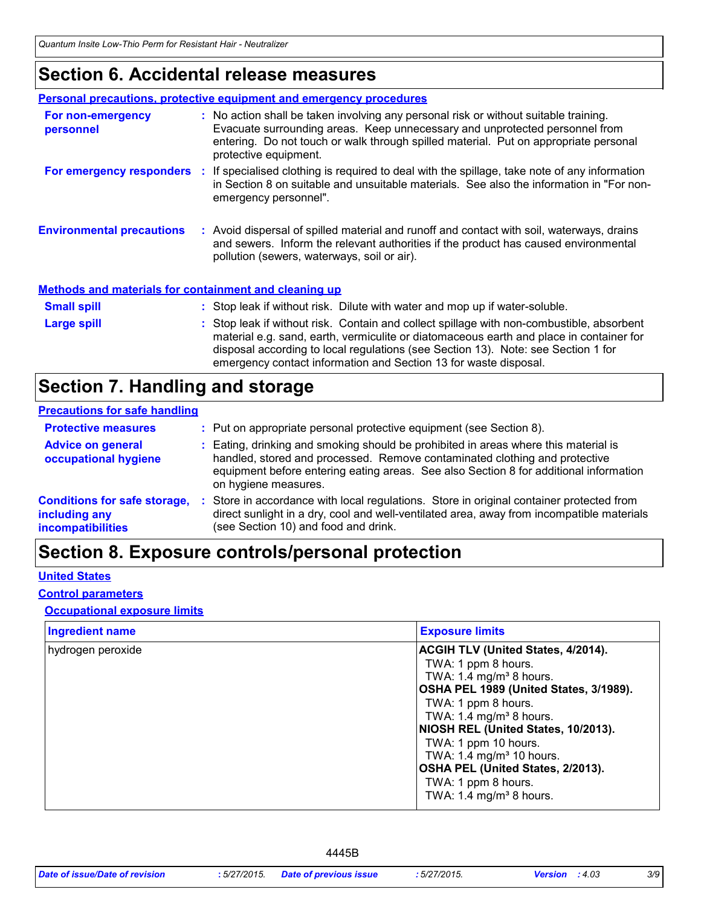# Section 6. Accidental release measures

### Personal precautions, protective equipment and emergency procedures

**For non-emergency personnel** : No action shall be taken involving any personal risk or without suitable training. Evacuate surrounding areas. Keep unnecessary and unprotected personnel from entering. Do not touch or walk through spilled material. Put on appropriate personal protective equipment.

**For emergency responders** : If specialised clothing is required to deal with the spillage, take note of any information in Section 8 on suitable and unsuitable materials. See also the information in "For non-emergency personnel".

**Environmental precautions** : Avoid dispersal of spilled material and runoff and contact with soil, waterways, drains and sewers. Inform the relevant authorities if the product has caused environmental pollution (sewers, waterways, soil or air).

### Methods and materials for containment and cleaning up

**Small spill** : Stop leak if without risk. Dilute with water and mop up if water-soluble.

**Large spill** : Stop leak if without risk. Contain and collect spillage with non-combustible, absorbent material e.g. sand, earth, vermiculite or diatomaceous earth and place in container for disposal according to local regulations (see Section 13). Note: see Section 1 for emergency contact information and Section 13 for waste disposal.

# Section 7. Handling and storage

### Precautions for safe handling

**Protective measures** : Put on appropriate personal protective equipment (see Section 8).

**Advice on general occupational hygiene** : Eating, drinking and smoking should be prohibited in areas where this material is handled, stored and processed. Remove contaminated clothing and protective equipment before entering eating areas. See also Section 8 for additional information on hygiene measures.

**Conditions for safe storage, including any incompatibilities** : Store in accordance with local regulations. Store in original container protected from direct sunlight in a dry, cool and well-ventilated area, away from incompatible materials (see Section 10) and food and drink.

# Section 8. Exposure controls/personal protection

### United States

### Control parameters

#### Occupational exposure limits

| Ingredient name | Exposure limits |
|---|---|
| hydrogen peroxide | **ACGIH TLV (United States, 4/2014).**<br>TWA: 1 ppm 8 hours.<br>TWA: 1.4 mg/m³ 8 hours.<br>**OSHA PEL 1989 (United States, 3/1989).**<br>TWA: 1 ppm 8 hours.<br>TWA: 1.4 mg/m³ 8 hours.<br>**NIOSH REL (United States, 10/2013).**<br>TWA: 1 ppm 10 hours.<br>TWA: 1.4 mg/m³ 10 hours.<br>**OSHA PEL (United States, 2/2013).**<br>TWA: 1 ppm 8 hours.<br>TWA: 1.4 mg/m³ 8 hours. |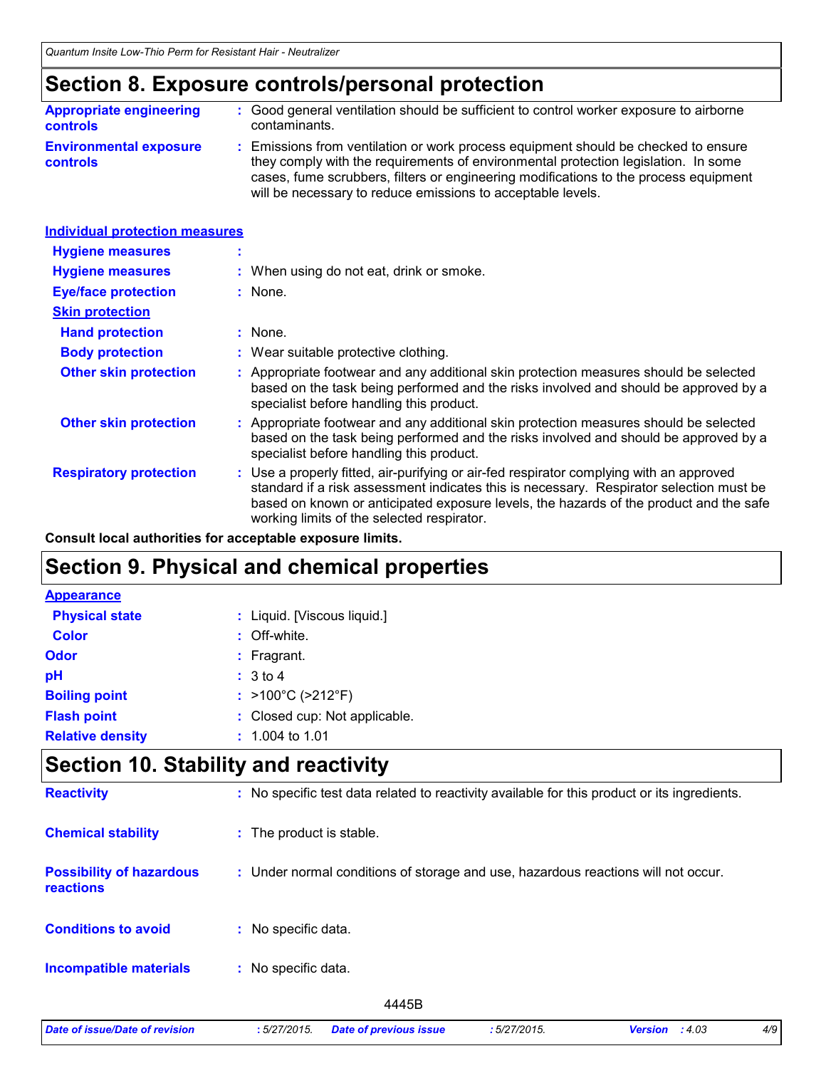## Section 8. Exposure controls/personal protection

**Appropriate engineering controls** : Good general ventilation should be sufficient to control worker exposure to airborne contaminants.

**Environmental exposure controls** : Emissions from ventilation or work process equipment should be checked to ensure they comply with the requirements of environmental protection legislation. In some cases, fume scrubbers, filters or engineering modifications to the process equipment will be necessary to reduce emissions to acceptable levels.

**Individual protection measures**

**Hygiene measures** :

**Hygiene measures** : When using do not eat, drink or smoke.

**Eye/face protection** : None.

**Skin protection**

**Hand protection** : None.

**Body protection** : Wear suitable protective clothing.

**Other skin protection** : Appropriate footwear and any additional skin protection measures should be selected based on the task being performed and the risks involved and should be approved by a specialist before handling this product.

**Other skin protection** : Appropriate footwear and any additional skin protection measures should be selected based on the task being performed and the risks involved and should be approved by a specialist before handling this product.

**Respiratory protection** : Use a properly fitted, air-purifying or air-fed respirator complying with an approved standard if a risk assessment indicates this is necessary. Respirator selection must be based on known or anticipated exposure levels, the hazards of the product and the safe working limits of the selected respirator.

**Consult local authorities for acceptable exposure limits.**

## Section 9. Physical and chemical properties

**Appearance**

**Physical state** : Liquid. [Viscous liquid.]

**Color** : Off-white.

**Odor** : Fragrant.

**pH** : 3 to 4

**Boiling point** : >100°C (>212°F)

**Flash point** : Closed cup: Not applicable.

**Relative density** : 1.004 to 1.01

## Section 10. Stability and reactivity

**Reactivity** : No specific test data related to reactivity available for this product or its ingredients.

**Chemical stability** : The product is stable.

**Possibility of hazardous reactions** : Under normal conditions of storage and use, hazardous reactions will not occur.

**Conditions to avoid** : No specific data.

**Incompatible materials** : No specific data.

4445B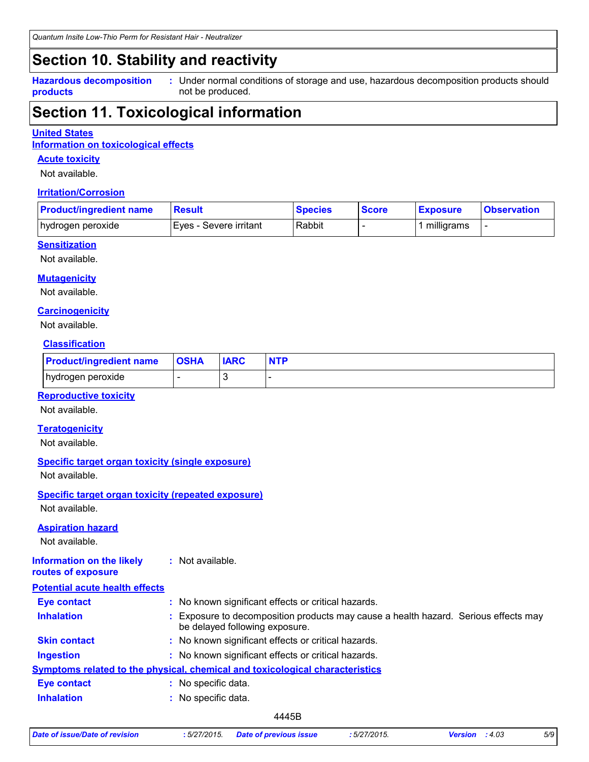## Section 10. Stability and reactivity

**Hazardous decomposition products** : Under normal conditions of storage and use, hazardous decomposition products should not be produced.

## Section 11. Toxicological information

**United States**

**Information on toxicological effects**

**Acute toxicity**

Not available.

**Irritation/Corrosion**

| Product/ingredient name | Result | Species | Score | Exposure | Observation |
|---|---|---|---|---|---|
| hydrogen peroxide | Eyes - Severe irritant | Rabbit | - | 1 milligrams | - |

**Sensitization**

Not available.

**Mutagenicity**

Not available.

**Carcinogenicity**

Not available.

**Classification**

| Product/ingredient name | OSHA | IARC | NTP |
|---|---|---|---|
| hydrogen peroxide | - | 3 | - |

**Reproductive toxicity**

Not available.

**Teratogenicity**

Not available.

**Specific target organ toxicity (single exposure)**

Not available.

**Specific target organ toxicity (repeated exposure)**

Not available.

**Aspiration hazard**

Not available.

**Information on the likely routes of exposure** : Not available.

**Potential acute health effects**

**Eye contact** : No known significant effects or critical hazards.

**Inhalation** : Exposure to decomposition products may cause a health hazard. Serious effects may be delayed following exposure.

**Skin contact** : No known significant effects or critical hazards.

**Ingestion** : No known significant effects or critical hazards.

**Symptoms related to the physical, chemical and toxicological characteristics**

**Eye contact** : No specific data.

**Inhalation** : No specific data.

4445B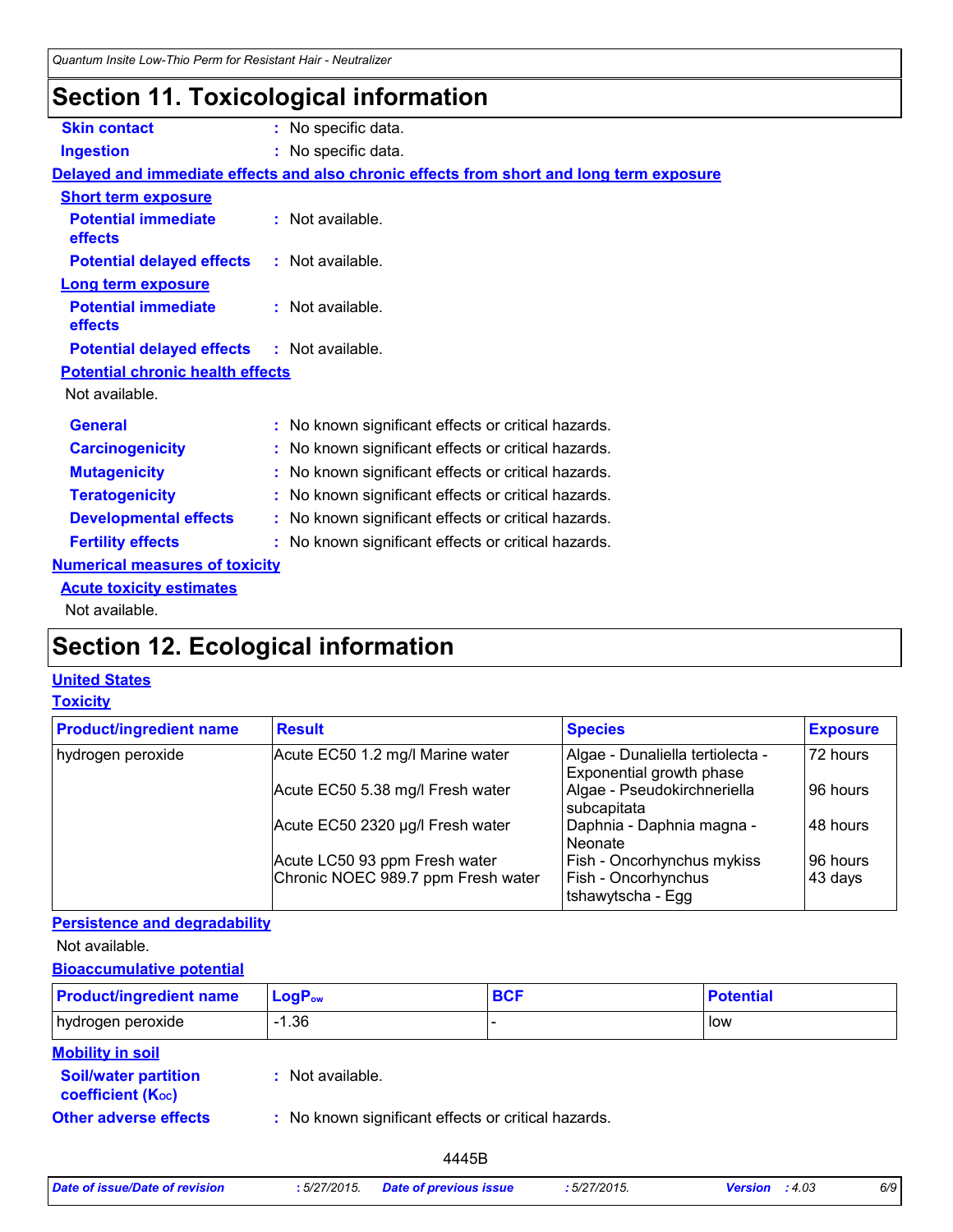# Section 11. Toxicological information

**Skin contact** : No specific data.

**Ingestion** : No specific data.

**Delayed and immediate effects and also chronic effects from short and long term exposure**

**Short term exposure**

**Potential immediate effects** : Not available.

**Potential delayed effects** : Not available.

**Long term exposure**

**Potential immediate effects** : Not available.

**Potential delayed effects** : Not available.

**Potential chronic health effects**

Not available.

**General** : No known significant effects or critical hazards.

**Carcinogenicity** : No known significant effects or critical hazards.

**Mutagenicity** : No known significant effects or critical hazards.

**Teratogenicity** : No known significant effects or critical hazards.

**Developmental effects** : No known significant effects or critical hazards.

**Fertility effects** : No known significant effects or critical hazards.

**Numerical measures of toxicity**

**Acute toxicity estimates**

Not available.

# Section 12. Ecological information

**United States**

**Toxicity**

| Product/ingredient name | Result | Species | Exposure |
|---|---|---|---|
| hydrogen peroxide | Acute EC50 1.2 mg/l Marine water | Algae - Dunaliella tertiolecta - Exponential growth phase | 72 hours |
| | Acute EC50 5.38 mg/l Fresh water | Algae - Pseudokirchneriella subcapitata | 96 hours |
| | Acute EC50 2320 µg/l Fresh water | Daphnia - Daphnia magna - Neonate | 48 hours |
| | Acute LC50 93 ppm Fresh water | Fish - Oncorhynchus mykiss | 96 hours |
| | Chronic NOEC 989.7 ppm Fresh water | Fish - Oncorhynchus tshawytscha - Egg | 43 days |

**Persistence and degradability**

Not available.

**Bioaccumulative potential**

| Product/ingredient name | $LogP_{ow}$ | BCF | Potential |
|---|---|---|---|
| hydrogen peroxide | -1.36 | - | low |

**Mobility in soil**

**Soil/water partition coefficient ($K_{OC}$)** : Not available.

**Other adverse effects** : No known significant effects or critical hazards.

4445B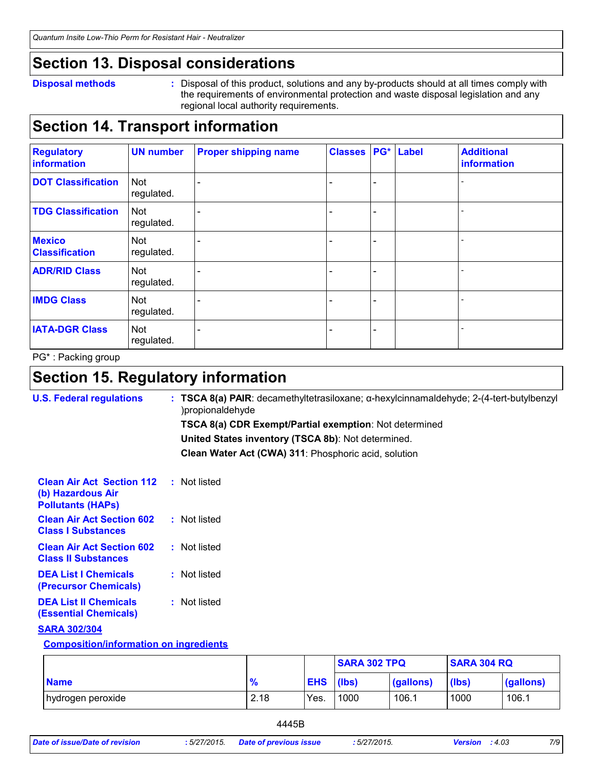## Section 13. Disposal considerations

**Disposal methods** : Disposal of this product, solutions and any by-products should at all times comply with the requirements of environmental protection and waste disposal legislation and any regional local authority requirements.

## Section 14. Transport information

| Regulatory information | UN number | Proper shipping name | Classes | PG* | Label | Additional information |
|---|---|---|---|---|---|---|
| DOT Classification | Not regulated. | - | - | - | | - |
| TDG Classification | Not regulated. | - | - | - | | - |
| Mexico Classification | Not regulated. | - | - | - | | - |
| ADR/RID Class | Not regulated. | - | - | - | | - |
| IMDG Class | Not regulated. | - | - | - | | - |
| IATA-DGR Class | Not regulated. | - | - | - | | - |

PG* : Packing group

## Section 15. Regulatory information

**U.S. Federal regulations** : **TSCA 8(a) PAIR**: decamethyltetrasiloxane; α-hexylcinnamaldehyde; 2-(4-tert-butylbenzyl )propionaldehyde

**TSCA 8(a) CDR Exempt/Partial exemption**: Not determined

**United States inventory (TSCA 8b)**: Not determined.

**Clean Water Act (CWA) 311**: Phosphoric acid, solution

**Clean Air Act Section 112 (b) Hazardous Air Pollutants (HAPs)** : Not listed

**Clean Air Act Section 602 Class I Substances** : Not listed

**Clean Air Act Section 602 Class II Substances** : Not listed

**DEA List I Chemicals (Precursor Chemicals)** : Not listed

**DEA List II Chemicals (Essential Chemicals)** : Not listed

**SARA 302/304**

**Composition/information on ingredients**

| | | | SARA 302 TPQ | | SARA 304 RQ | |
|---|---|---|---|---|---|---|
| Name | % | EHS | (lbs) | (gallons) | (lbs) | (gallons) |
| hydrogen peroxide | 2.18 | Yes. | 1000 | 106.1 | 1000 | 106.1 |

4445B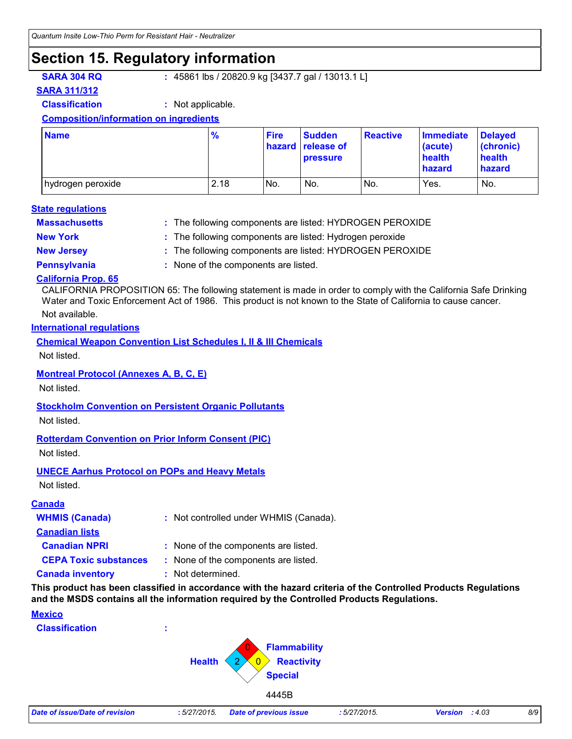# Section 15. Regulatory information

**SARA 304 RQ** : 45861 lbs / 20820.9 kg [3437.7 gal / 13013.1 L]

**SARA 311/312**

**Classification** : Not applicable.

**Composition/information on ingredients**

| Name | % | Fire hazard | Sudden release of pressure | Reactive | Immediate (acute) health hazard | Delayed (chronic) health hazard |
|---|---|---|---|---|---|---|
| hydrogen peroxide | 2.18 | No. | No. | No. | Yes. | No. |

**State regulations**

**Massachusetts** : The following components are listed: HYDROGEN PEROXIDE

**New York** : The following components are listed: Hydrogen peroxide

**New Jersey** : The following components are listed: HYDROGEN PEROXIDE

**Pennsylvania** : None of the components are listed.

**California Prop. 65**

CALIFORNIA PROPOSITION 65: The following statement is made in order to comply with the California Safe Drinking Water and Toxic Enforcement Act of 1986. This product is not known to the State of California to cause cancer.

Not available.

**International regulations**

**Chemical Weapon Convention List Schedules I, II & III Chemicals**

Not listed.

**Montreal Protocol (Annexes A, B, C, E)**

Not listed.

**Stockholm Convention on Persistent Organic Pollutants**

Not listed.

**Rotterdam Convention on Prior Inform Consent (PIC)**

Not listed.

**UNECE Aarhus Protocol on POPs and Heavy Metals**

Not listed.

**Canada**

**WHMIS (Canada)** : Not controlled under WHMIS (Canada).

**Canadian lists**

**Canadian NPRI** : None of the components are listed.

**CEPA Toxic substances** : None of the components are listed.

**Canada inventory** : Not determined.

**This product has been classified in accordance with the hazard criteria of the Controlled Products Regulations and the MSDS contains all the information required by the Controlled Products Regulations.**

**Mexico**

**Classification** :

Health: 2, Flammability: 0, Reactivity: 0, Special: (blank)

4445B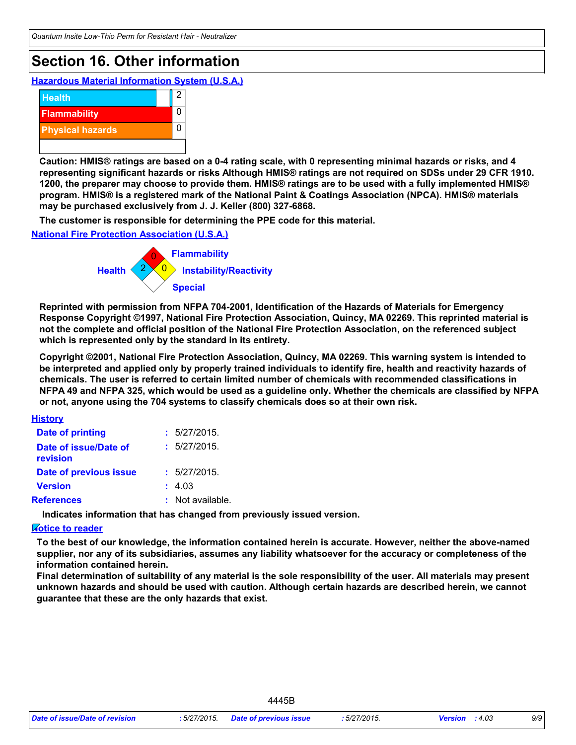# Section 16. Other information

**Hazardous Material Information System (U.S.A.)**

| | |
|---|---|
| Health | 2 |
| Flammability | 0 |
| Physical hazards | 0 |

**Caution: HMIS® ratings are based on a 0-4 rating scale, with 0 representing minimal hazards or risks, and 4 representing significant hazards or risks Although HMIS® ratings are not required on SDSs under 29 CFR 1910. 1200, the preparer may choose to provide them. HMIS® ratings are to be used with a fully implemented HMIS® program. HMIS® is a registered mark of the National Paint & Coatings Association (NPCA). HMIS® materials may be purchased exclusively from J. J. Keller (800) 327-6868.**

**The customer is responsible for determining the PPE code for this material.**

**National Fire Protection Association (U.S.A.)**

Flammability 0

Health 2

Instability/Reactivity 0

Special

**Reprinted with permission from NFPA 704-2001, Identification of the Hazards of Materials for Emergency Response Copyright ©1997, National Fire Protection Association, Quincy, MA 02269. This reprinted material is not the complete and official position of the National Fire Protection Association, on the referenced subject which is represented only by the standard in its entirety.**

**Copyright ©2001, National Fire Protection Association, Quincy, MA 02269. This warning system is intended to be interpreted and applied only by properly trained individuals to identify fire, health and reactivity hazards of chemicals. The user is referred to certain limited number of chemicals with recommended classifications in NFPA 49 and NFPA 325, which would be used as a guideline only. Whether the chemicals are classified by NFPA or not, anyone using the 704 systems to classify chemicals does so at their own risk.**

**History**

| | |
|---|---|
| Date of printing | : 5/27/2015. |
| Date of issue/Date of revision | : 5/27/2015. |
| Date of previous issue | : 5/27/2015. |
| Version | : 4.03 |
| References | : Not available. |

**Indicates information that has changed from previously issued version.**

**Notice to reader**

**To the best of our knowledge, the information contained herein is accurate. However, neither the above-named supplier, nor any of its subsidiaries, assumes any liability whatsoever for the accuracy or completeness of the information contained herein.**
**Final determination of suitability of any material is the sole responsibility of the user. All materials may present unknown hazards and should be used with caution. Although certain hazards are described herein, we cannot guarantee that these are the only hazards that exist.**

4445B